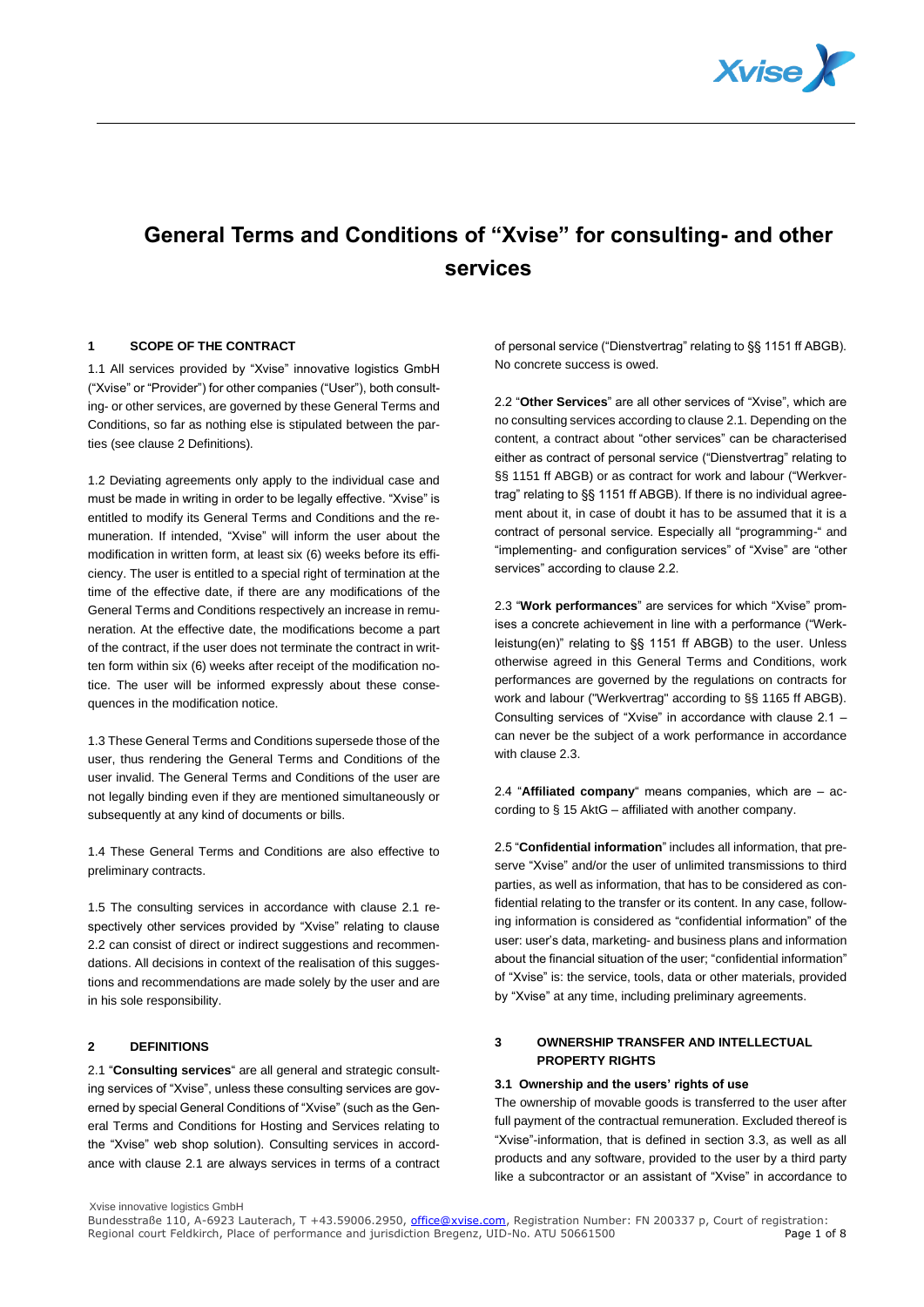# General Terms and Conditions of "Xvise" for consulting- and other services

## 1 SCOPE OF THE CONTRACT

1.1 All services provided by "Xvise" innovative logistics GmbH ("Xvise" or "Provider") for other companies ("User"), both consulting- or other services, are governed by these General Terms and Conditions, so far as nothing else is stipulated between the parties (see clause 2 Definitions).

1.2 Deviating agreements only apply to the individual case and must be made in writing in order to be legally effective. "Xvise" is entitled to modify its General Terms and Conditions and the remuneration. If intended, "Xvise" will inform the user about the modification in written form, at least six (6) weeks before its efficiency. The user is entitled to a special right of termination at the time of the effective date, if there are any modifications of the General Terms and Conditions respectively an increase in remuneration. At the effective date, the modifications become a part of the contract, if the user does not terminate the contract in written form within six (6) weeks after receipt of the modification notice. The user will be informed expressly about these consequences in the modification notice.

1.3 These General Terms and Conditions supersede those of the user, thus rendering the General Terms and Conditions of the user invalid. The General Terms and Conditions of the user are not legally binding even if they are mentioned simultaneously or subsequently at any kind of documents or bills.

1.4 These General Terms and Conditions are also effective to preliminary contracts.

1.5 The consulting services in accordance with clause 2.1 respectively other services provided by "Xvise" relating to clause 2.2 can consist of direct or indirect suggestions and recommendations. All decisions in context of the realisation of this suggestions and recommendations are made solely by the user and are in his sole responsibility.

## 2 DEFINITIONS

2.1 "**Consulting services**" are all general and strategic consulting services of "Xvise", unless these consulting services are governed by special General Conditions of "Xvise" (such as the General Terms and Conditions for Hosting and Services relating to the "Xvise" web shop solution). Consulting services in accordance with clause 2.1 are always services in terms of a contract of personal service ("Dienstvertrag" relating to §§ 1151 ff ABGB). No concrete success is owed.

2.2 "**Other Services**" are all other services of "Xvise", which are no consulting services according to clause 2.1. Depending on the content, a contract about "other services" can be characterised either as contract of personal service ("Dienstvertrag" relating to §§ 1151 ff ABGB) or as contract for work and labour ("Werkvertrag" relating to §§ 1151 ff ABGB). If there is no individual agreement about it, in case of doubt it has to be assumed that it is a contract of personal service. Especially all "programming-" and "implementing- and configuration services" of "Xvise" are "other services" according to clause 2.2.

2.3 "**Work performances**" are services for which "Xvise" promises a concrete achievement in line with a performance ("Werkleistung(en)" relating to §§ 1151 ff ABGB) to the user. Unless otherwise agreed in this General Terms and Conditions, work performances are governed by the regulations on contracts for work and labour ("Werkvertrag" according to §§ 1165 ff ABGB). Consulting services of "Xvise" in accordance with clause 2.1 – can never be the subject of a work performance in accordance with clause 2.3.

2.4 "**Affiliated company**" means companies, which are – according to § 15 AktG – affiliated with another company.

2.5 "**Confidential information**" includes all information, that preserve "Xvise" and/or the user of unlimited transmissions to third parties, as well as information, that has to be considered as confidential relating to the transfer or its content. In any case, following information is considered as "confidential information" of the user: user's data, marketing- and business plans and information about the financial situation of the user; "confidential information" of "Xvise" is: the service, tools, data or other materials, provided by "Xvise" at any time, including preliminary agreements.

## 3 OWNERSHIP TRANSFER AND INTELLECTUAL PROPERTY RIGHTS

### 3.1 Ownership and the users' rights of use

The ownership of movable goods is transferred to the user after full payment of the contractual remuneration. Excluded thereof is "Xvise"-information, that is defined in section 3.3, as well as all products and any software, provided to the user by a third party like a subcontractor or an assistant of "Xvise" in accordance to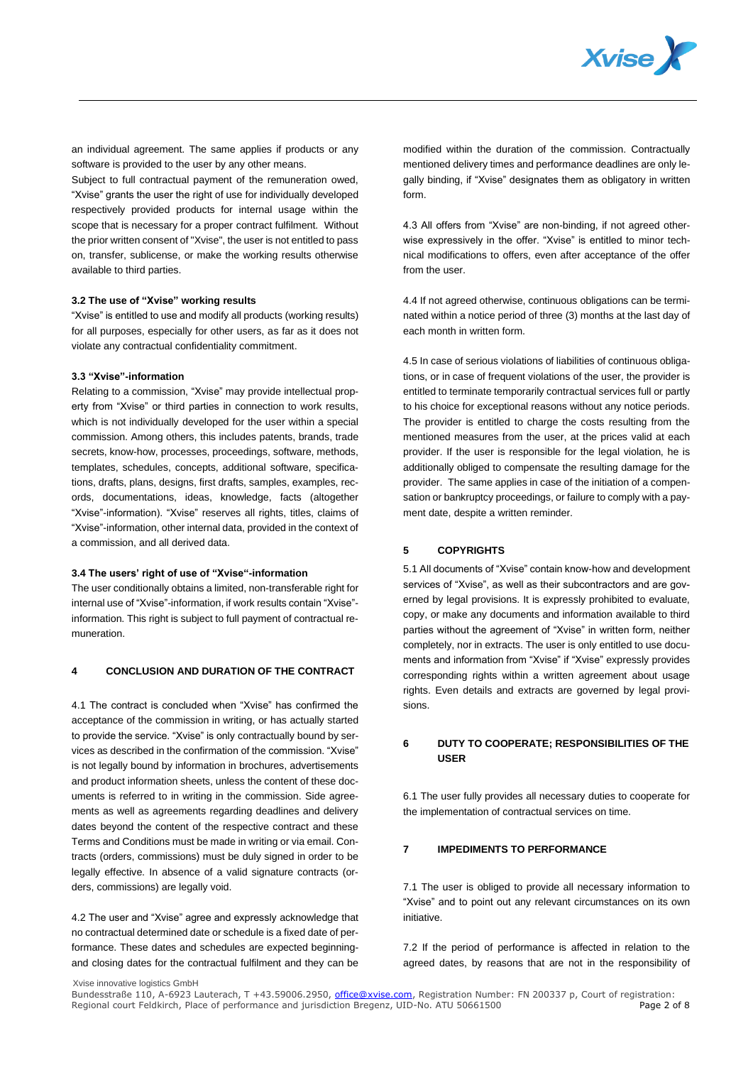an individual agreement. The same applies if products or any software is provided to the user by any other means.

Subject to full contractual payment of the remuneration owed, "Xvise" grants the user the right of use for individually developed respectively provided products for internal usage within the scope that is necessary for a proper contract fulfilment. Without the prior written consent of "Xvise", the user is not entitled to pass on, transfer, sublicense, or make the working results otherwise available to third parties.

### 3.2 The use of "Xvise" working results

"Xvise" is entitled to use and modify all products (working results) for all purposes, especially for other users, as far as it does not violate any contractual confidentiality commitment.

### 3.3 "Xvise"-information

Relating to a commission, "Xvise" may provide intellectual property from "Xvise" or third parties in connection to work results, which is not individually developed for the user within a special commission. Among others, this includes patents, brands, trade secrets, know-how, processes, proceedings, software, methods, templates, schedules, concepts, additional software, specifications, drafts, plans, designs, first drafts, samples, examples, records, documentations, ideas, knowledge, facts (altogether "Xvise"-information). "Xvise" reserves all rights, titles, claims of "Xvise"-information, other internal data, provided in the context of a commission, and all derived data.

### 3.4 The users' right of use of "Xvise"-information

The user conditionally obtains a limited, non-transferable right for internal use of "Xvise"-information, if work results contain "Xvise"-information. This right is subject to full payment of contractual remuneration.

## 4 CONCLUSION AND DURATION OF THE CONTRACT

4.1 The contract is concluded when "Xvise" has confirmed the acceptance of the commission in writing, or has actually started to provide the service. "Xvise" is only contractually bound by services as described in the confirmation of the commission. "Xvise" is not legally bound by information in brochures, advertisements and product information sheets, unless the content of these documents is referred to in writing in the commission. Side agreements as well as agreements regarding deadlines and delivery dates beyond the content of the respective contract and these Terms and Conditions must be made in writing or via email. Contracts (orders, commissions) must be duly signed in order to be legally effective. In absence of a valid signature contracts (orders, commissions) are legally void.

4.2 The user and "Xvise" agree and expressly acknowledge that no contractual determined date or schedule is a fixed date of performance. These dates and schedules are expected beginning- and closing dates for the contractual fulfilment and they can be modified within the duration of the commission. Contractually mentioned delivery times and performance deadlines are only legally binding, if "Xvise" designates them as obligatory in written form.

4.3 All offers from "Xvise" are non-binding, if not agreed otherwise expressively in the offer. "Xvise" is entitled to minor technical modifications to offers, even after acceptance of the offer from the user.

4.4 If not agreed otherwise, continuous obligations can be terminated within a notice period of three (3) months at the last day of each month in written form.

4.5 In case of serious violations of liabilities of continuous obligations, or in case of frequent violations of the user, the provider is entitled to terminate temporarily contractual services full or partly to his choice for exceptional reasons without any notice periods. The provider is entitled to charge the costs resulting from the mentioned measures from the user, at the prices valid at each provider. If the user is responsible for the legal violation, he is additionally obliged to compensate the resulting damage for the provider. The same applies in case of the initiation of a compensation or bankruptcy proceedings, or failure to comply with a payment date, despite a written reminder.

## 5 COPYRIGHTS

5.1 All documents of "Xvise" contain know-how and development services of "Xvise", as well as their subcontractors and are governed by legal provisions. It is expressly prohibited to evaluate, copy, or make any documents and information available to third parties without the agreement of "Xvise" in written form, neither completely, nor in extracts. The user is only entitled to use documents and information from "Xvise" if "Xvise" expressly provides corresponding rights within a written agreement about usage rights. Even details and extracts are governed by legal provisions.

## 6 DUTY TO COOPERATE; RESPONSIBILITIES OF THE USER

6.1 The user fully provides all necessary duties to cooperate for the implementation of contractual services on time.

## 7 IMPEDIMENTS TO PERFORMANCE

7.1 The user is obliged to provide all necessary information to "Xvise" and to point out any relevant circumstances on its own initiative.

7.2 If the period of performance is affected in relation to the agreed dates, by reasons that are not in the responsibility of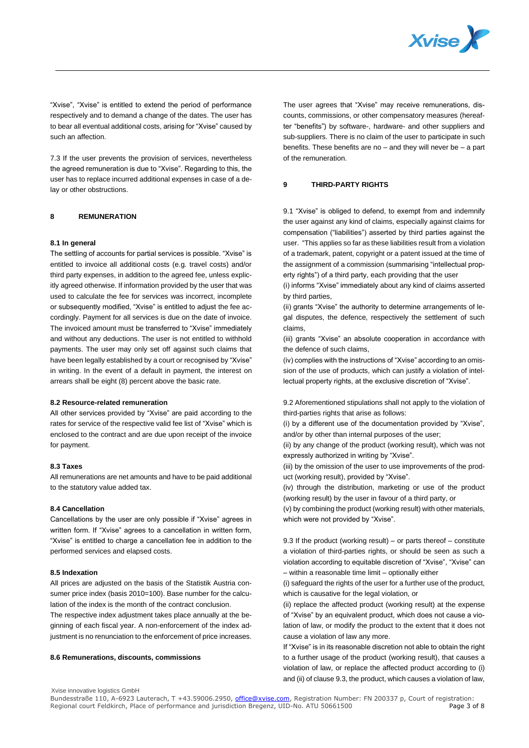"Xvise", "Xvise" is entitled to extend the period of performance respectively and to demand a change of the dates. The user has to bear all eventual additional costs, arising for "Xvise" caused by such an affection.

7.3 If the user prevents the provision of services, nevertheless the agreed remuneration is due to "Xvise". Regarding to this, the user has to replace incurred additional expenses in case of a delay or other obstructions.

## 8 REMUNERATION

### 8.1 In general

The settling of accounts for partial services is possible. "Xvise" is entitled to invoice all additional costs (e.g. travel costs) and/or third party expenses, in addition to the agreed fee, unless explicitly agreed otherwise. If information provided by the user that was used to calculate the fee for services was incorrect, incomplete or subsequently modified, "Xvise" is entitled to adjust the fee accordingly. Payment for all services is due on the date of invoice. The invoiced amount must be transferred to "Xvise" immediately and without any deductions. The user is not entitled to withhold payments. The user may only set off against such claims that have been legally established by a court or recognised by "Xvise" in writing. In the event of a default in payment, the interest on arrears shall be eight (8) percent above the basic rate.

### 8.2 Resource-related remuneration

All other services provided by "Xvise" are paid according to the rates for service of the respective valid fee list of "Xvise" which is enclosed to the contract and are due upon receipt of the invoice for payment.

### 8.3 Taxes

All remunerations are net amounts and have to be paid additional to the statutory value added tax.

### 8.4 Cancellation

Cancellations by the user are only possible if "Xvise" agrees in written form. If "Xvise" agrees to a cancellation in written form, "Xvise" is entitled to charge a cancellation fee in addition to the performed services and elapsed costs.

### 8.5 Indexation

All prices are adjusted on the basis of the Statistik Austria consumer price index (basis 2010=100). Base number for the calculation of the index is the month of the contract conclusion.

The respective index adjustment takes place annually at the beginning of each fiscal year. A non-enforcement of the index adjustment is no renunciation to the enforcement of price increases.

### 8.6 Remunerations, discounts, commissions

The user agrees that "Xvise" may receive remunerations, discounts, commissions, or other compensatory measures (hereafter "benefits") by software-, hardware- and other suppliers and sub-suppliers. There is no claim of the user to participate in such benefits. These benefits are no – and they will never be – a part of the remuneration.

## 9 THIRD-PARTY RIGHTS

9.1 "Xvise" is obliged to defend, to exempt from and indemnify the user against any kind of claims, especially against claims for compensation ("liabilities") asserted by third parties against the user. "This applies so far as these liabilities result from a violation of a trademark, patent, copyright or a patent issued at the time of the assignment of a commission (summarising "intellectual property rights") of a third party, each providing that the user

(i) informs "Xvise" immediately about any kind of claims asserted by third parties,

(ii) grants "Xvise" the authority to determine arrangements of legal disputes, the defence, respectively the settlement of such claims,

(iii) grants "Xvise" an absolute cooperation in accordance with the defence of such claims,

(iv) complies with the instructions of "Xvise" according to an omission of the use of products, which can justify a violation of intellectual property rights, at the exclusive discretion of "Xvise".

9.2 Aforementioned stipulations shall not apply to the violation of third-parties rights that arise as follows:

(i) by a different use of the documentation provided by "Xvise", and/or by other than internal purposes of the user;

(ii) by any change of the product (working result), which was not expressly authorized in writing by "Xvise".

(iii) by the omission of the user to use improvements of the product (working result), provided by "Xvise".

(iv) through the distribution, marketing or use of the product (working result) by the user in favour of a third party, or

(v) by combining the product (working result) with other materials, which were not provided by "Xvise".

9.3 If the product (working result) – or parts thereof – constitute a violation of third-parties rights, or should be seen as such a violation according to equitable discretion of "Xvise", "Xvise" can – within a reasonable time limit – optionally either

(i) safeguard the rights of the user for a further use of the product, which is causative for the legal violation, or

(ii) replace the affected product (working result) at the expense of "Xvise" by an equivalent product, which does not cause a violation of law, or modify the product to the extent that it does not cause a violation of law any more.

If "Xvise" is in its reasonable discretion not able to obtain the right to a further usage of the product (working result), that causes a violation of law, or replace the affected product according to (i) and (ii) of clause 9.3, the product, which causes a violation of law,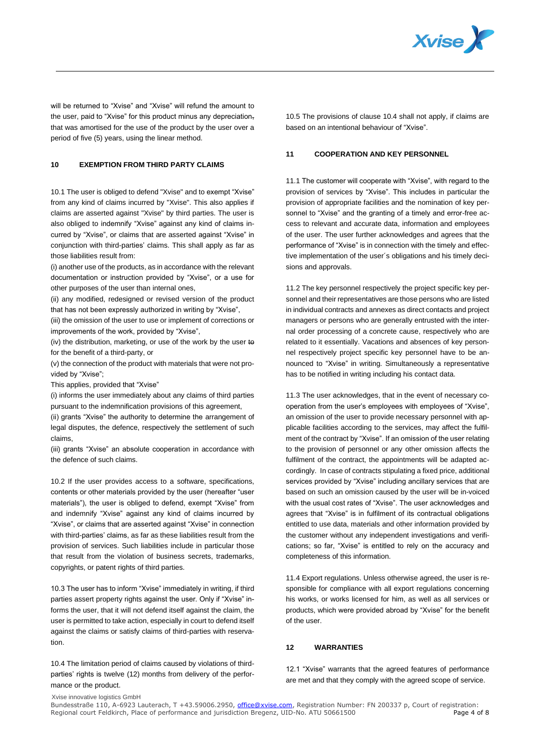will be returned to "Xvise" and "Xvise" will refund the amount to the user, paid to "Xvise" for this product minus any depreciation, that was amortised for the use of the product by the user over a period of five (5) years, using the linear method.

## 10 EXEMPTION FROM THIRD PARTY CLAIMS

10.1 The user is obliged to defend "Xvise" and to exempt "Xvise" from any kind of claims incurred by "Xvise". This also applies if claims are asserted against "Xvise" by third parties. The user is also obliged to indemnify "Xvise" against any kind of claims incurred by "Xvise", or claims that are asserted against "Xvise" in conjunction with third-parties' claims. This shall apply as far as those liabilities result from:

(i) another use of the products, as in accordance with the relevant documentation or instruction provided by "Xvise", or a use for other purposes of the user than internal ones,

(ii) any modified, redesigned or revised version of the product that has not been expressly authorized in writing by "Xvise",

(iii) the omission of the user to use or implement of corrections or improvements of the work, provided by "Xvise",

(iv) the distribution, marketing, or use of the work by the user to for the benefit of a third-party, or

(v) the connection of the product with materials that were not provided by "Xvise";

This applies, provided that "Xvise"

(i) informs the user immediately about any claims of third parties pursuant to the indemnification provisions of this agreement,

(ii) grants "Xvise" the authority to determine the arrangement of legal disputes, the defence, respectively the settlement of such claims,

(iii) grants "Xvise" an absolute cooperation in accordance with the defence of such claims.

10.2 If the user provides access to a software, specifications, contents or other materials provided by the user (hereafter "user materials"), the user is obliged to defend, exempt "Xvise" from and indemnify "Xvise" against any kind of claims incurred by "Xvise", or claims that are asserted against "Xvise" in connection with third-parties' claims, as far as these liabilities result from the provision of services. Such liabilities include in particular those that result from the violation of business secrets, trademarks, copyrights, or patent rights of third parties.

10.3 The user has to inform "Xvise" immediately in writing, if third parties assert property rights against the user. Only if "Xvise" informs the user, that it will not defend itself against the claim, the user is permitted to take action, especially in court to defend itself against the claims or satisfy claims of third-parties with reservation.

10.4 The limitation period of claims caused by violations of third-parties' rights is twelve (12) months from delivery of the performance or the product.

10.5 The provisions of clause 10.4 shall not apply, if claims are based on an intentional behaviour of "Xvise".

## 11 COOPERATION AND KEY PERSONNEL

11.1 The customer will cooperate with "Xvise", with regard to the provision of services by "Xvise". This includes in particular the provision of appropriate facilities and the nomination of key personnel to "Xvise" and the granting of a timely and error-free access to relevant and accurate data, information and employees of the user. The user further acknowledges and agrees that the performance of "Xvise" is in connection with the timely and effective implementation of the user´s obligations and his timely decisions and approvals.

11.2 The key personnel respectively the project specific key personnel and their representatives are those persons who are listed in individual contracts and annexes as direct contacts and project managers or persons who are generally entrusted with the internal order processing of a concrete cause, respectively who are related to it essentially. Vacations and absences of key personnel respectively project specific key personnel have to be announced to "Xvise" in writing. Simultaneously a representative has to be notified in writing including his contact data.

11.3 The user acknowledges, that in the event of necessary cooperation from the user's employees with employees of "Xvise", an omission of the user to provide necessary personnel with applicable facilities according to the services, may affect the fulfilment of the contract by "Xvise". If an omission of the user relating to the provision of personnel or any other omission affects the fulfilment of the contract, the appointments will be adapted accordingly. In case of contracts stipulating a fixed price, additional services provided by "Xvise" including ancillary services that are based on such an omission caused by the user will be in-voiced with the usual cost rates of "Xvise". The user acknowledges and agrees that "Xvise" is in fulfilment of its contractual obligations entitled to use data, materials and other information provided by the customer without any independent investigations and verifications; so far, "Xvise" is entitled to rely on the accuracy and completeness of this information.

11.4 Export regulations. Unless otherwise agreed, the user is responsible for compliance with all export regulations concerning his works, or works licensed for him, as well as all services or products, which were provided abroad by "Xvise" for the benefit of the user.

## 12 WARRANTIES

12.1 "Xvise" warrants that the agreed features of performance are met and that they comply with the agreed scope of service.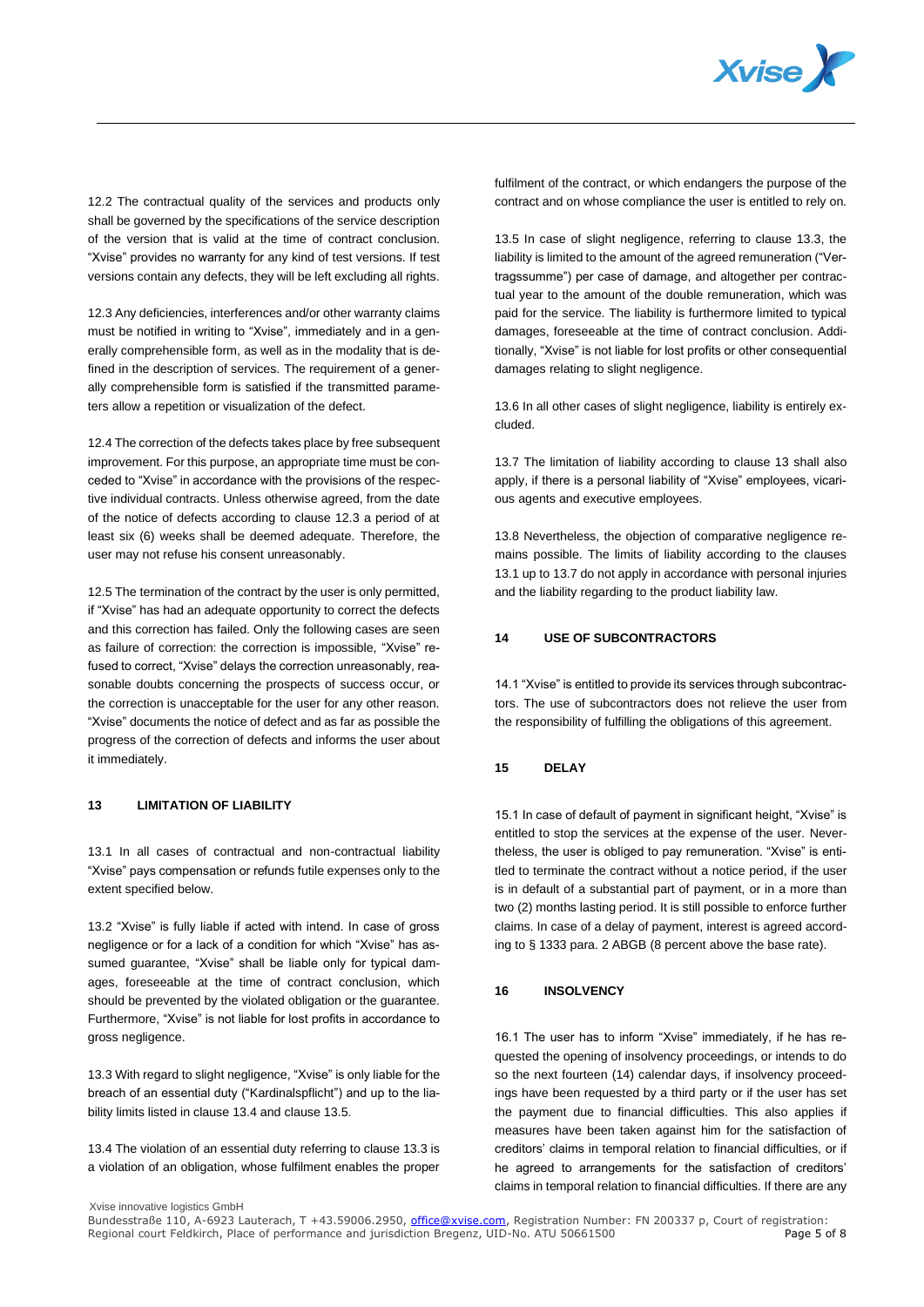12.2 The contractual quality of the services and products only shall be governed by the specifications of the service description of the version that is valid at the time of contract conclusion. "Xvise" provides no warranty for any kind of test versions. If test versions contain any defects, they will be left excluding all rights.

12.3 Any deficiencies, interferences and/or other warranty claims must be notified in writing to "Xvise", immediately and in a generally comprehensible form, as well as in the modality that is defined in the description of services. The requirement of a generally comprehensible form is satisfied if the transmitted parameters allow a repetition or visualization of the defect.

12.4 The correction of the defects takes place by free subsequent improvement. For this purpose, an appropriate time must be conceded to "Xvise" in accordance with the provisions of the respective individual contracts. Unless otherwise agreed, from the date of the notice of defects according to clause 12.3 a period of at least six (6) weeks shall be deemed adequate. Therefore, the user may not refuse his consent unreasonably.

12.5 The termination of the contract by the user is only permitted, if "Xvise" has had an adequate opportunity to correct the defects and this correction has failed. Only the following cases are seen as failure of correction: the correction is impossible, "Xvise" refused to correct, "Xvise" delays the correction unreasonably, reasonable doubts concerning the prospects of success occur, or the correction is unacceptable for the user for any other reason. "Xvise" documents the notice of defect and as far as possible the progress of the correction of defects and informs the user about it immediately.

## 13 LIMITATION OF LIABILITY

13.1 In all cases of contractual and non-contractual liability "Xvise" pays compensation or refunds futile expenses only to the extent specified below.

13.2 "Xvise" is fully liable if acted with intend. In case of gross negligence or for a lack of a condition for which "Xvise" has assumed guarantee, "Xvise" shall be liable only for typical damages, foreseeable at the time of contract conclusion, which should be prevented by the violated obligation or the guarantee. Furthermore, "Xvise" is not liable for lost profits in accordance to gross negligence.

13.3 With regard to slight negligence, "Xvise" is only liable for the breach of an essential duty ("Kardinalspflicht") and up to the liability limits listed in clause 13.4 and clause 13.5.

13.4 The violation of an essential duty referring to clause 13.3 is a violation of an obligation, whose fulfilment enables the proper fulfilment of the contract, or which endangers the purpose of the contract and on whose compliance the user is entitled to rely on.

13.5 In case of slight negligence, referring to clause 13.3, the liability is limited to the amount of the agreed remuneration ("Vertragssumme") per case of damage, and altogether per contractual year to the amount of the double remuneration, which was paid for the service. The liability is furthermore limited to typical damages, foreseeable at the time of contract conclusion. Additionally, "Xvise" is not liable for lost profits or other consequential damages relating to slight negligence.

13.6 In all other cases of slight negligence, liability is entirely excluded.

13.7 The limitation of liability according to clause 13 shall also apply, if there is a personal liability of "Xvise" employees, vicarious agents and executive employees.

13.8 Nevertheless, the objection of comparative negligence remains possible. The limits of liability according to the clauses 13.1 up to 13.7 do not apply in accordance with personal injuries and the liability regarding to the product liability law.

## 14 USE OF SUBCONTRACTORS

14.1 "Xvise" is entitled to provide its services through subcontractors. The use of subcontractors does not relieve the user from the responsibility of fulfilling the obligations of this agreement.

## 15 DELAY

15.1 In case of default of payment in significant height, "Xvise" is entitled to stop the services at the expense of the user. Nevertheless, the user is obliged to pay remuneration. "Xvise" is entitled to terminate the contract without a notice period, if the user is in default of a substantial part of payment, or in a more than two (2) months lasting period. It is still possible to enforce further claims. In case of a delay of payment, interest is agreed according to § 1333 para. 2 ABGB (8 percent above the base rate).

## 16 INSOLVENCY

16.1 The user has to inform "Xvise" immediately, if he has requested the opening of insolvency proceedings, or intends to do so the next fourteen (14) calendar days, if insolvency proceedings have been requested by a third party or if the user has set the payment due to financial difficulties. This also applies if measures have been taken against him for the satisfaction of creditors' claims in temporal relation to financial difficulties, or if he agreed to arrangements for the satisfaction of creditors' claims in temporal relation to financial difficulties. If there are any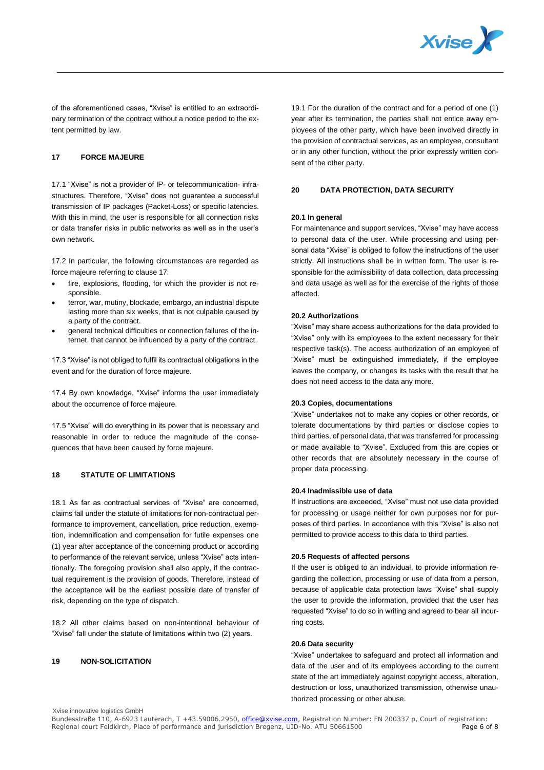of the aforementioned cases, "Xvise" is entitled to an extraordinary termination of the contract without a notice period to the extent permitted by law.

## 17 FORCE MAJEURE

17.1 "Xvise" is not a provider of IP- or telecommunication- infrastructures. Therefore, "Xvise" does not guarantee a successful transmission of IP packages (Packet-Loss) or specific latencies. With this in mind, the user is responsible for all connection risks or data transfer risks in public networks as well as in the user's own network.

17.2 In particular, the following circumstances are regarded as force majeure referring to clause 17:

- fire, explosions, flooding, for which the provider is not responsible.
- terror, war, mutiny, blockade, embargo, an industrial dispute lasting more than six weeks, that is not culpable caused by a party of the contract.
- general technical difficulties or connection failures of the internet, that cannot be influenced by a party of the contract.

17.3 "Xvise" is not obliged to fulfil its contractual obligations in the event and for the duration of force majeure.

17.4 By own knowledge, "Xvise" informs the user immediately about the occurrence of force majeure.

17.5 "Xvise" will do everything in its power that is necessary and reasonable in order to reduce the magnitude of the consequences that have been caused by force majeure.

## 18 STATUTE OF LIMITATIONS

18.1 As far as contractual services of "Xvise" are concerned, claims fall under the statute of limitations for non-contractual performance to improvement, cancellation, price reduction, exemption, indemnification and compensation for futile expenses one (1) year after acceptance of the concerning product or according to performance of the relevant service, unless "Xvise" acts intentionally. The foregoing provision shall also apply, if the contractual requirement is the provision of goods. Therefore, instead of the acceptance will be the earliest possible date of transfer of risk, depending on the type of dispatch.

18.2 All other claims based on non-intentional behaviour of "Xvise" fall under the statute of limitations within two (2) years.

## 19 NON-SOLICITATION

19.1 For the duration of the contract and for a period of one (1) year after its termination, the parties shall not entice away employees of the other party, which have been involved directly in the provision of contractual services, as an employee, consultant or in any other function, without the prior expressly written consent of the other party.

## 20 DATA PROTECTION, DATA SECURITY

### 20.1 In general

For maintenance and support services, "Xvise" may have access to personal data of the user. While processing and using personal data "Xvise" is obliged to follow the instructions of the user strictly. All instructions shall be in written form. The user is responsible for the admissibility of data collection, data processing and data usage as well as for the exercise of the rights of those affected.

### 20.2 Authorizations

"Xvise" may share access authorizations for the data provided to "Xvise" only with its employees to the extent necessary for their respective task(s). The access authorization of an employee of "Xvise" must be extinguished immediately, if the employee leaves the company, or changes its tasks with the result that he does not need access to the data any more.

### 20.3 Copies, documentations

"Xvise" undertakes not to make any copies or other records, or tolerate documentations by third parties or disclose copies to third parties, of personal data, that was transferred for processing or made available to "Xvise". Excluded from this are copies or other records that are absolutely necessary in the course of proper data processing.

### 20.4 Inadmissible use of data

If instructions are exceeded, "Xvise" must not use data provided for processing or usage neither for own purposes nor for purposes of third parties. In accordance with this "Xvise" is also not permitted to provide access to this data to third parties.

### 20.5 Requests of affected persons

If the user is obliged to an individual, to provide information regarding the collection, processing or use of data from a person, because of applicable data protection laws "Xvise" shall supply the user to provide the information, provided that the user has requested "Xvise" to do so in writing and agreed to bear all incurring costs.

### 20.6 Data security

"Xvise" undertakes to safeguard and protect all information and data of the user and of its employees according to the current state of the art immediately against copyright access, alteration, destruction or loss, unauthorized transmission, otherwise unauthorized processing or other abuse.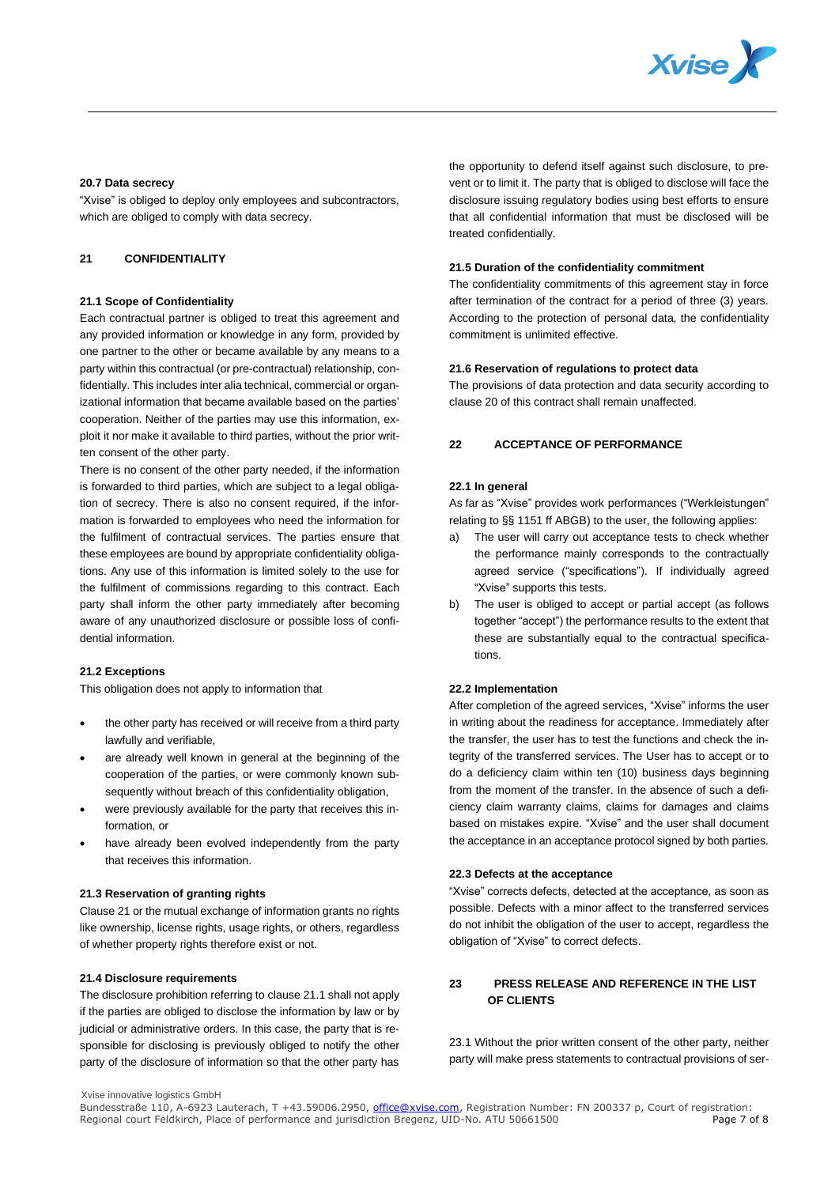### 20.7 Data secrecy

"Xvise" is obliged to deploy only employees and subcontractors, which are obliged to comply with data secrecy.

## 21 CONFIDENTIALITY

### 21.1 Scope of Confidentiality

Each contractual partner is obliged to treat this agreement and any provided information or knowledge in any form, provided by one partner to the other or became available by any means to a party within this contractual (or pre-contractual) relationship, confidentially. This includes inter alia technical, commercial or organizational information that became available based on the parties' cooperation. Neither of the parties may use this information, exploit it nor make it available to third parties, without the prior written consent of the other party.

There is no consent of the other party needed, if the information is forwarded to third parties, which are subject to a legal obligation of secrecy. There is also no consent required, if the information is forwarded to employees who need the information for the fulfilment of contractual services. The parties ensure that these employees are bound by appropriate confidentiality obligations. Any use of this information is limited solely to the use for the fulfilment of commissions regarding to this contract. Each party shall inform the other party immediately after becoming aware of any unauthorized disclosure or possible loss of confidential information.

### 21.2 Exceptions

This obligation does not apply to information that

- the other party has received or will receive from a third party lawfully and verifiable,
- are already well known in general at the beginning of the cooperation of the parties, or were commonly known subsequently without breach of this confidentiality obligation,
- were previously available for the party that receives this information, or
- have already been evolved independently from the party that receives this information.

### 21.3 Reservation of granting rights

Clause 21 or the mutual exchange of information grants no rights like ownership, license rights, usage rights, or others, regardless of whether property rights therefore exist or not.

### 21.4 Disclosure requirements

The disclosure prohibition referring to clause 21.1 shall not apply if the parties are obliged to disclose the information by law or by judicial or administrative orders. In this case, the party that is responsible for disclosing is previously obliged to notify the other party of the disclosure of information so that the other party has the opportunity to defend itself against such disclosure, to prevent or to limit it. The party that is obliged to disclose will face the disclosure issuing regulatory bodies using best efforts to ensure that all confidential information that must be disclosed will be treated confidentially.

### 21.5 Duration of the confidentiality commitment

The confidentiality commitments of this agreement stay in force after termination of the contract for a period of three (3) years. According to the protection of personal data, the confidentiality commitment is unlimited effective.

### 21.6 Reservation of regulations to protect data

The provisions of data protection and data security according to clause 20 of this contract shall remain unaffected.

## 22 ACCEPTANCE OF PERFORMANCE

### 22.1 In general

As far as "Xvise" provides work performances ("Werkleistungen" relating to §§ 1151 ff ABGB) to the user, the following applies:

a) The user will carry out acceptance tests to check whether the performance mainly corresponds to the contractually agreed service ("specifications"). If individually agreed "Xvise" supports this tests.

b) The user is obliged to accept or partial accept (as follows together "accept") the performance results to the extent that these are substantially equal to the contractual specifications.

### 22.2 Implementation

After completion of the agreed services, "Xvise" informs the user in writing about the readiness for acceptance. Immediately after the transfer, the user has to test the functions and check the integrity of the transferred services. The User has to accept or to do a deficiency claim within ten (10) business days beginning from the moment of the transfer. In the absence of such a deficiency claim warranty claims, claims for damages and claims based on mistakes expire. "Xvise" and the user shall document the acceptance in an acceptance protocol signed by both parties.

### 22.3 Defects at the acceptance

"Xvise" corrects defects, detected at the acceptance, as soon as possible. Defects with a minor affect to the transferred services do not inhibit the obligation of the user to accept, regardless the obligation of "Xvise" to correct defects.

## 23 PRESS RELEASE AND REFERENCE IN THE LIST OF CLIENTS

23.1 Without the prior written consent of the other party, neither party will make press statements to contractual provisions of ser-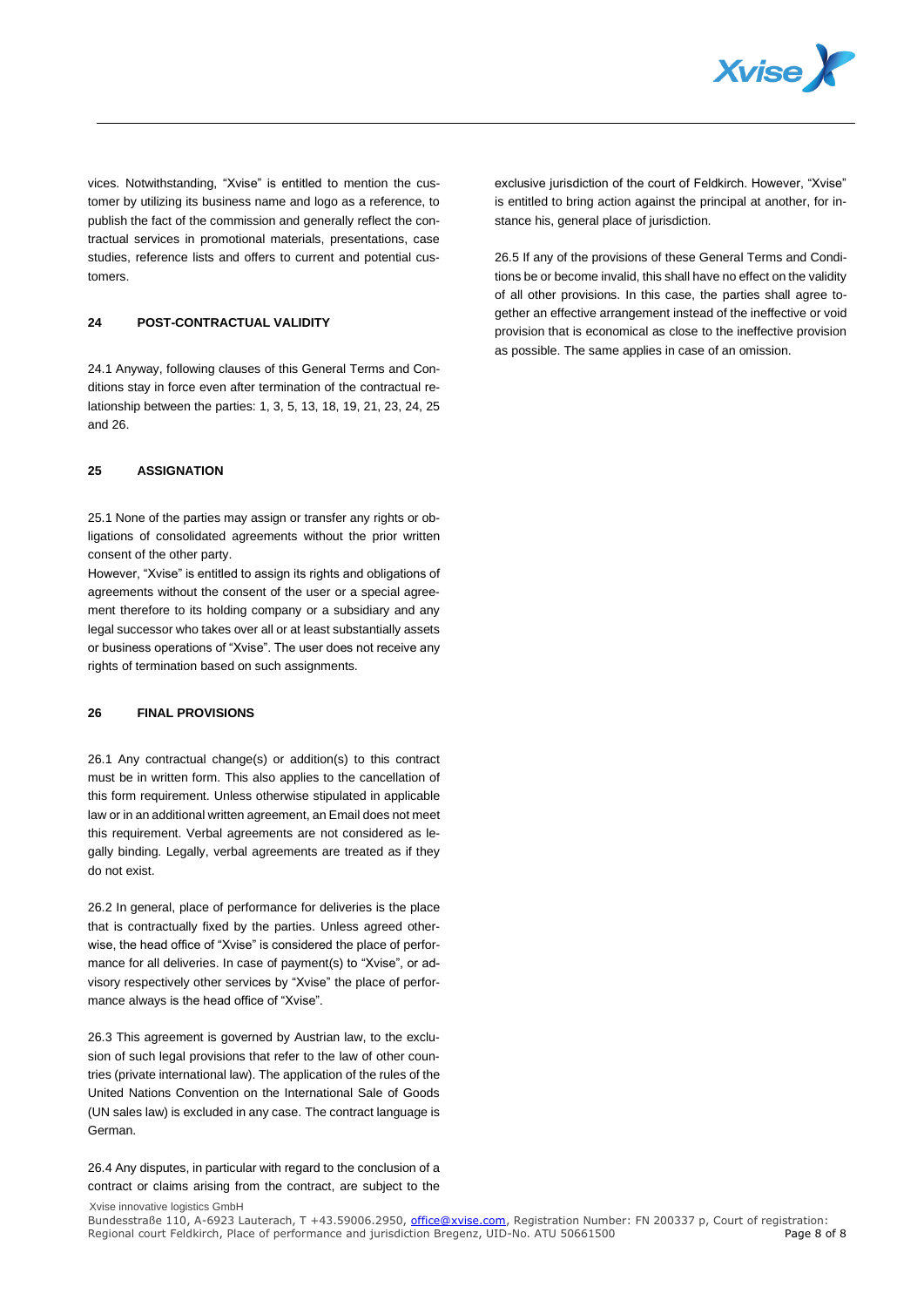vices. Notwithstanding, "Xvise" is entitled to mention the customer by utilizing its business name and logo as a reference, to publish the fact of the commission and generally reflect the contractual services in promotional materials, presentations, case studies, reference lists and offers to current and potential customers.

## 24 POST-CONTRACTUAL VALIDITY

24.1 Anyway, following clauses of this General Terms and Conditions stay in force even after termination of the contractual relationship between the parties: 1, 3, 5, 13, 18, 19, 21, 23, 24, 25 and 26.

## 25 ASSIGNATION

25.1 None of the parties may assign or transfer any rights or obligations of consolidated agreements without the prior written consent of the other party.

However, "Xvise" is entitled to assign its rights and obligations of agreements without the consent of the user or a special agreement therefore to its holding company or a subsidiary and any legal successor who takes over all or at least substantially assets or business operations of "Xvise". The user does not receive any rights of termination based on such assignments.

## 26 FINAL PROVISIONS

26.1 Any contractual change(s) or addition(s) to this contract must be in written form. This also applies to the cancellation of this form requirement. Unless otherwise stipulated in applicable law or in an additional written agreement, an Email does not meet this requirement. Verbal agreements are not considered as legally binding. Legally, verbal agreements are treated as if they do not exist.

26.2 In general, place of performance for deliveries is the place that is contractually fixed by the parties. Unless agreed otherwise, the head office of "Xvise" is considered the place of performance for all deliveries. In case of payment(s) to "Xvise", or advisory respectively other services by "Xvise" the place of performance always is the head office of "Xvise".

26.3 This agreement is governed by Austrian law, to the exclusion of such legal provisions that refer to the law of other countries (private international law). The application of the rules of the United Nations Convention on the International Sale of Goods (UN sales law) is excluded in any case. The contract language is German.

26.4 Any disputes, in particular with regard to the conclusion of a contract or claims arising from the contract, are subject to the exclusive jurisdiction of the court of Feldkirch. However, "Xvise" is entitled to bring action against the principal at another, for instance his, general place of jurisdiction.

26.5 If any of the provisions of these General Terms and Conditions be or become invalid, this shall have no effect on the validity of all other provisions. In this case, the parties shall agree together an effective arrangement instead of the ineffective or void provision that is economical as close to the ineffective provision as possible. The same applies in case of an omission.